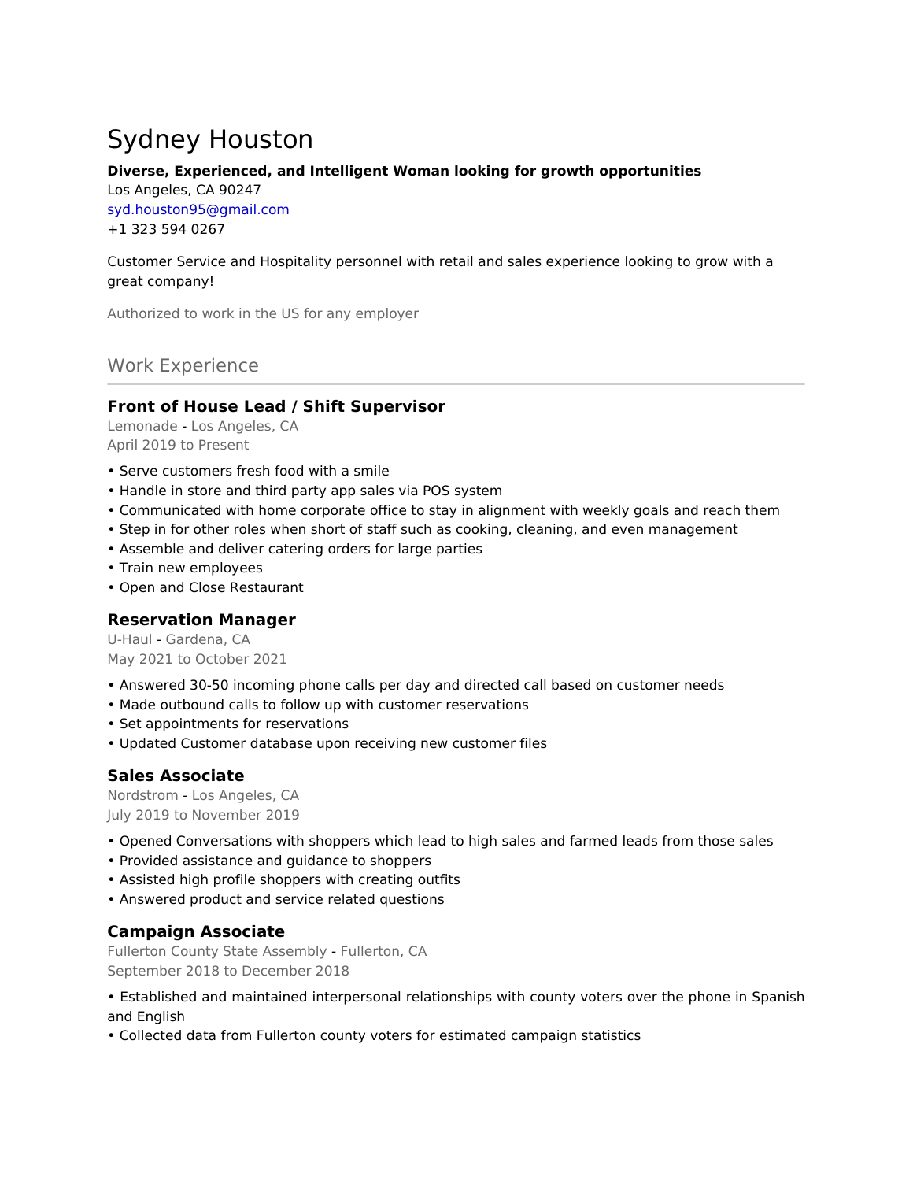# Sydney Houston

**Diverse, Experienced, and Intelligent Woman looking for growth opportunities**
Los Angeles, CA 90247
syd.houston95@gmail.com
+1 323 594 0267

Customer Service and Hospitality personnel with retail and sales experience looking to grow with a great company!

Authorized to work in the US for any employer

## Work Experience

### Front of House Lead / Shift Supervisor

Lemonade - Los Angeles, CA
April 2019 to Present

- Serve customers fresh food with a smile
- Handle in store and third party app sales via POS system
- Communicated with home corporate office to stay in alignment with weekly goals and reach them
- Step in for other roles when short of staff such as cooking, cleaning, and even management
- Assemble and deliver catering orders for large parties
- Train new employees
- Open and Close Restaurant

### Reservation Manager

U-Haul - Gardena, CA
May 2021 to October 2021

- Answered 30-50 incoming phone calls per day and directed call based on customer needs
- Made outbound calls to follow up with customer reservations
- Set appointments for reservations
- Updated Customer database upon receiving new customer files

### Sales Associate

Nordstrom - Los Angeles, CA
July 2019 to November 2019

- Opened Conversations with shoppers which lead to high sales and farmed leads from those sales
- Provided assistance and guidance to shoppers
- Assisted high profile shoppers with creating outfits
- Answered product and service related questions

### Campaign Associate

Fullerton County State Assembly - Fullerton, CA
September 2018 to December 2018

- Established and maintained interpersonal relationships with county voters over the phone in Spanish and English
- Collected data from Fullerton county voters for estimated campaign statistics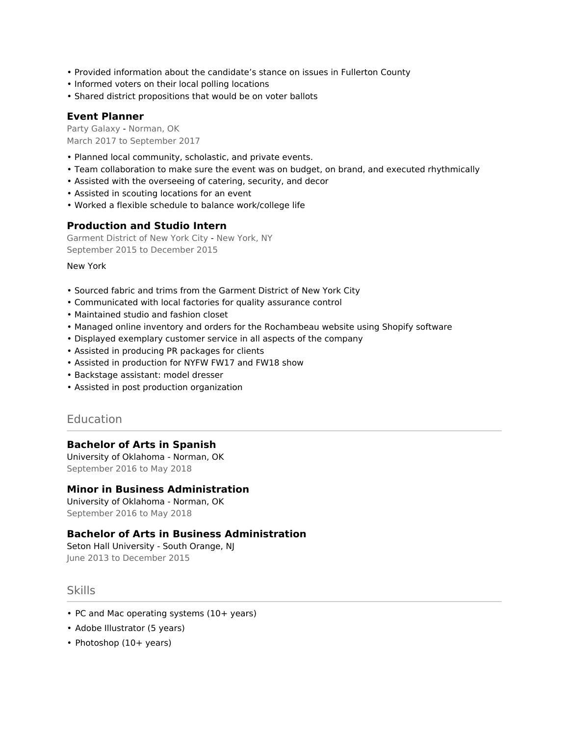- Provided information about the candidate’s stance on issues in Fullerton County
- Informed voters on their local polling locations
- Shared district propositions that would be on voter ballots

### Event Planner

Party Galaxy - Norman, OK
March 2017 to September 2017

- Planned local community, scholastic, and private events.
- Team collaboration to make sure the event was on budget, on brand, and executed rhythmically
- Assisted with the overseeing of catering, security, and decor
- Assisted in scouting locations for an event
- Worked a flexible schedule to balance work/college life

### Production and Studio Intern

Garment District of New York City - New York, NY
September 2015 to December 2015

New York

- Sourced fabric and trims from the Garment District of New York City
- Communicated with local factories for quality assurance control
- Maintained studio and fashion closet
- Managed online inventory and orders for the Rochambeau website using Shopify software
- Displayed exemplary customer service in all aspects of the company
- Assisted in producing PR packages for clients
- Assisted in production for NYFW FW17 and FW18 show
- Backstage assistant: model dresser
- Assisted in post production organization

## Education

### Bachelor of Arts in Spanish

University of Oklahoma - Norman, OK
September 2016 to May 2018

### Minor in Business Administration

University of Oklahoma - Norman, OK
September 2016 to May 2018

### Bachelor of Arts in Business Administration

Seton Hall University - South Orange, NJ
June 2013 to December 2015

## Skills

- PC and Mac operating systems (10+ years)
- Adobe Illustrator (5 years)
- Photoshop (10+ years)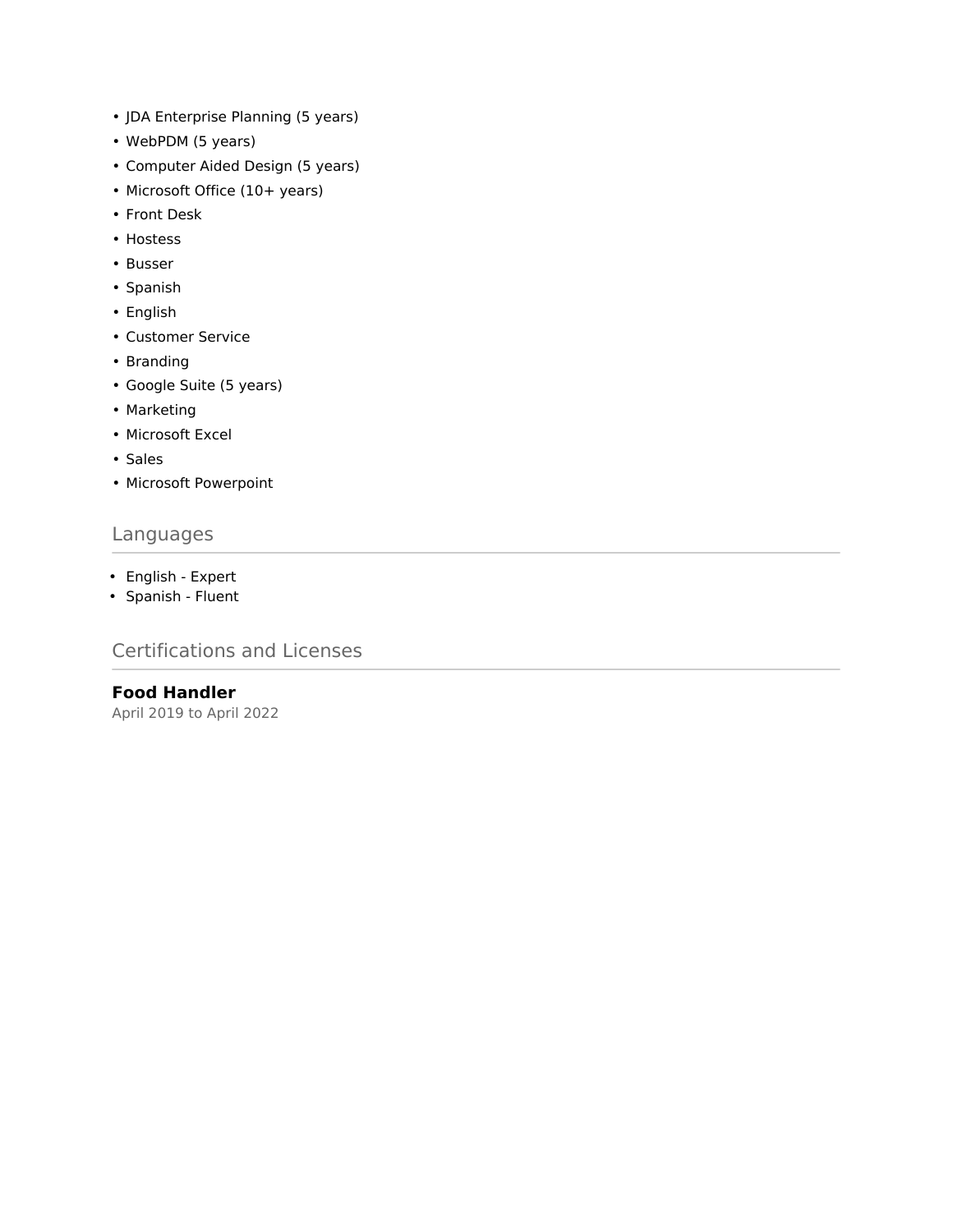- JDA Enterprise Planning (5 years)
- WebPDM (5 years)
- Computer Aided Design (5 years)
- Microsoft Office (10+ years)
- Front Desk
- Hostess
- Busser
- Spanish
- English
- Customer Service
- Branding
- Google Suite (5 years)
- Marketing
- Microsoft Excel
- Sales
- Microsoft Powerpoint

## Languages

- English - Expert
- Spanish - Fluent

## Certifications and Licenses

**Food Handler**
April 2019 to April 2022